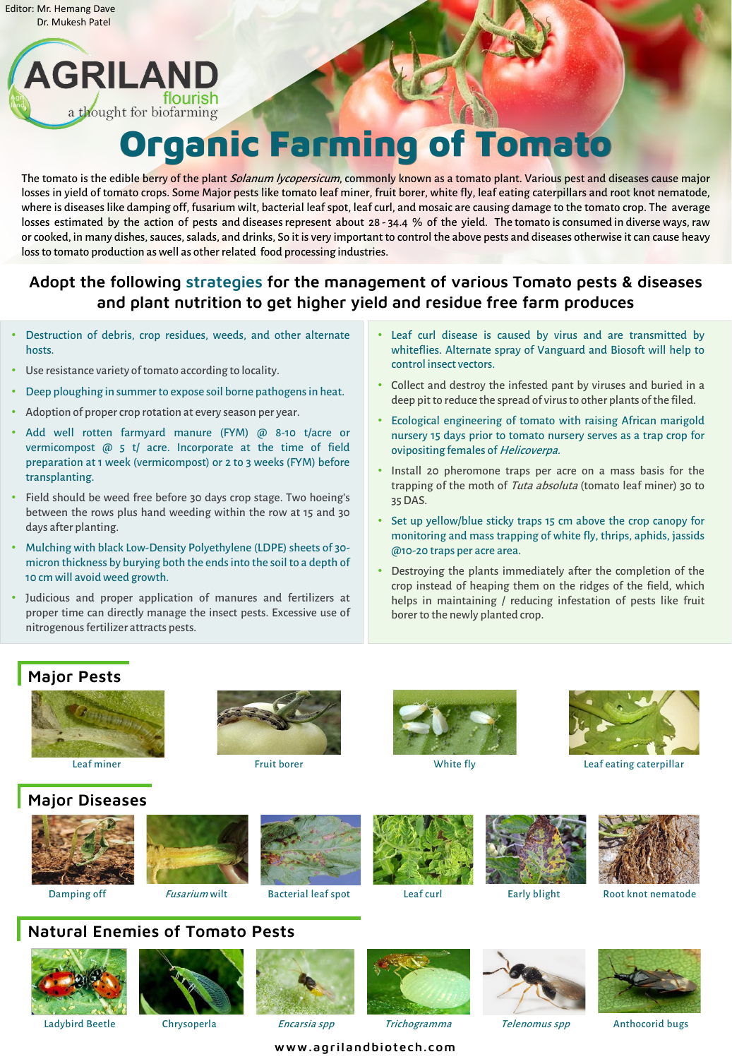Editor: Mr. Hemang Dave
Dr. Mukesh Patel

AGRILAND flourish
a thought for biofarming

# Organic Farming of Tomato

The tomato is the edible berry of the plant *Solanum lycopersicum*, commonly known as a tomato plant. Various pest and diseases cause major losses in yield of tomato crops. Some Major pests like tomato leaf miner, fruit borer, white fly, leaf eating caterpillars and root knot nematode, where is diseases like damping off, fusarium wilt, bacterial leaf spot, leaf curl, and mosaic are causing damage to the tomato crop. The average losses estimated by the action of pests and diseases represent about 28 - 34.4 % of the yield. The tomato is consumed in diverse ways, raw or cooked, in many dishes, sauces, salads, and drinks, So it is very important to control the above pests and diseases otherwise it can cause heavy loss to tomato production as well as other related food processing industries.

## Adopt the following strategies for the management of various Tomato pests & diseases and plant nutrition to get higher yield and residue free farm produces

- Destruction of debris, crop residues, weeds, and other alternate hosts.
- Use resistance variety of tomato according to locality.
- Deep ploughing in summer to expose soil borne pathogens in heat.
- Adoption of proper crop rotation at every season per year.
- Add well rotten farmyard manure (FYM) @ 8-10 t/acre or vermicompost @ 5 t/ acre. Incorporate at the time of field preparation at 1 week (vermicompost) or 2 to 3 weeks (FYM) before transplanting.
- Field should be weed free before 30 days crop stage. Two hoeing's between the rows plus hand weeding within the row at 15 and 30 days after planting.
- Mulching with black Low-Density Polyethylene (LDPE) sheets of 30-micron thickness by burying both the ends into the soil to a depth of 10 cm will avoid weed growth.
- Judicious and proper application of manures and fertilizers at proper time can directly manage the insect pests. Excessive use of nitrogenous fertilizer attracts pests.
- Leaf curl disease is caused by virus and are transmitted by whiteflies. Alternate spray of Vanguard and Biosoft will help to control insect vectors.
- Collect and destroy the infested pant by viruses and buried in a deep pit to reduce the spread of virus to other plants of the filed.
- Ecological engineering of tomato with raising African marigold nursery 15 days prior to tomato nursery serves as a trap crop for ovipositing females of *Helicoverpa.*
- Install 20 pheromone traps per acre on a mass basis for the trapping of the moth of *Tuta absoluta* (tomato leaf miner) 30 to 35 DAS.
- Set up yellow/blue sticky traps 15 cm above the crop canopy for monitoring and mass trapping of white fly, thrips, aphids, jassids @10-20 traps per acre area.
- Destroying the plants immediately after the completion of the crop instead of heaping them on the ridges of the field, which helps in maintaining / reducing infestation of pests like fruit borer to the newly planted crop.

## Major Pests

Leaf miner | Fruit borer | White fly | Leaf eating caterpillar

## Major Diseases

Damping off | *Fusarium* wilt | Bacterial leaf spot | Leaf curl | Early blight | Root knot nematode

## Natural Enemies of Tomato Pests

Ladybird Beetle | Chrysoperla | *Encarsia spp* | *Trichogramma* | *Telenomus spp* | Anthocorid bugs

www.agrilandbiotech.com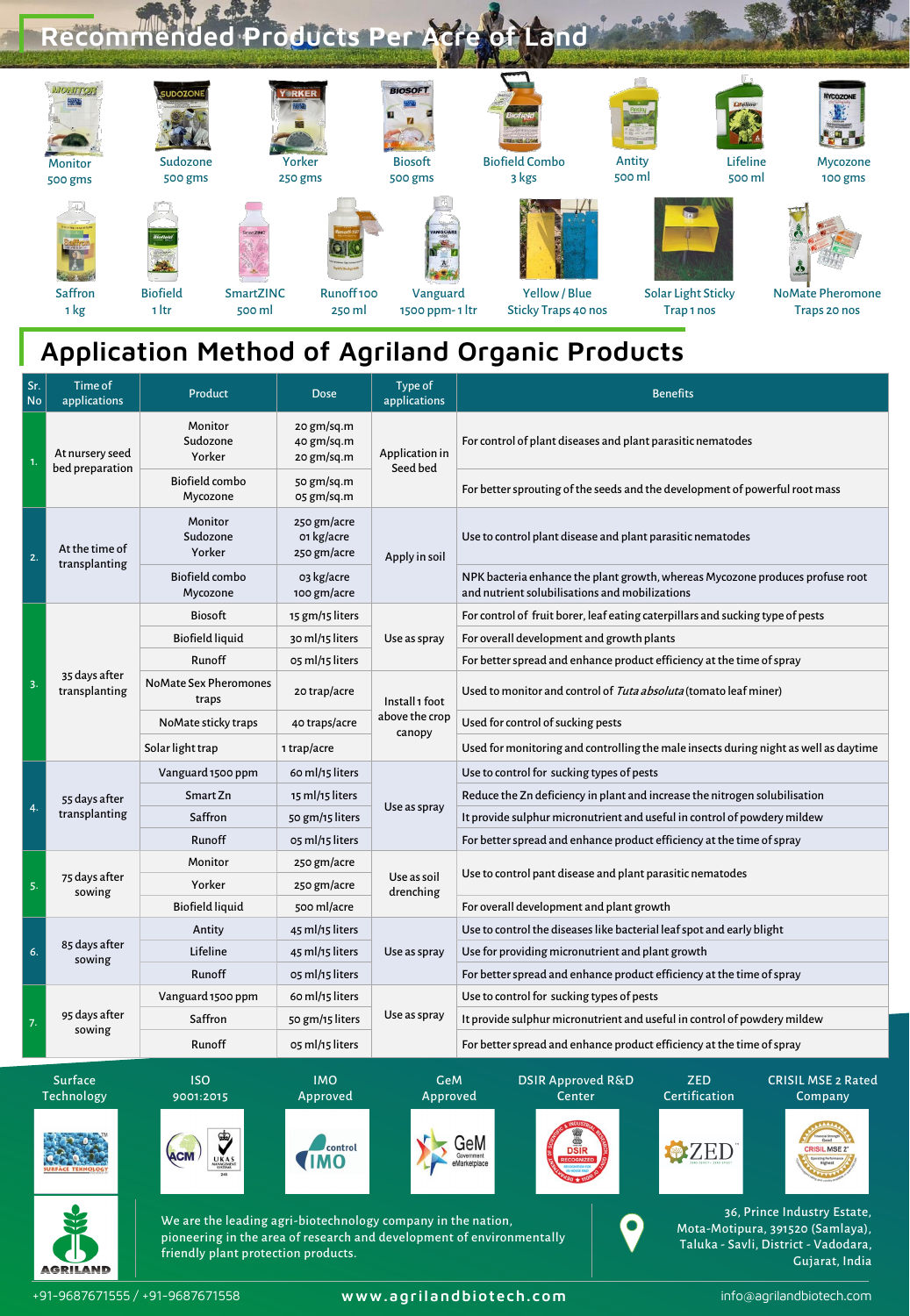# Recommended Products Per Acre of Land

Monitor
500 gms

Sudozone
500 gms

Yorker
250 gms

Biosoft
500 gms

Biofield Combo
3 kgs

Antity
500 ml

Lifeline
500 ml

Mycozone
100 gms

Saffron
1 kg

Biofield
1 ltr

SmartZINC
500 ml

Runoff100
250 ml

Vanguard
1500 ppm- 1 ltr

Yellow / Blue
Sticky Traps 40 nos

Solar Light Sticky
Trap 1 nos

NoMate Pheromone
Traps 20 nos

# Application Method of Agriland Organic Products

| Sr. No | Time of applications | Product | Dose | Type of applications | Benefits |
|---|---|---|---|---|---|
| 1. | At nursery seed bed preparation | Monitor<br>Sudozone<br>Yorker | 20 gm/sq.m<br>40 gm/sq.m<br>20 gm/sq.m | Application in Seed bed | For control of plant diseases and plant parasitic nematodes |
| | | Biofield combo<br>Mycozone | 50 gm/sq.m<br>05 gm/sq.m | | For better sprouting of the seeds and the development of powerful root mass |
| 2. | At the time of transplanting | Monitor<br>Sudozone<br>Yorker | 250 gm/acre<br>01 kg/acre<br>250 gm/acre | Apply in soil | Use to control plant disease and plant parasitic nematodes |
| | | Biofield combo<br>Mycozone | 03 kg/acre<br>100 gm/acre | | NPK bacteria enhance the plant growth, whereas Mycozone produces profuse root and nutrient solubilisations and mobilizations |
| 3. | 35 days after transplanting | Biosoft | 15 gm/15 liters | Use as spray | For control of fruit borer, leaf eating caterpillars and sucking type of pests |
| | | Biofield liquid | 30 ml/15 liters | | For overall development and growth plants |
| | | Runoff | 05 ml/15 liters | | For better spread and enhance product efficiency at the time of spray |
| | | NoMate Sex Pheromones traps | 20 trap/acre | Install 1 foot above the crop canopy | Used to monitor and control of *Tuta absoluta* (tomato leaf miner) |
| | | NoMate sticky traps | 40 traps/acre | | Used for control of sucking pests |
| | | Solar light trap | 1 trap/acre | | Used for monitoring and controlling the male insects during night as well as daytime |
| 4. | 55 days after transplanting | Vanguard 1500 ppm | 60 ml/15 liters | Use as spray | Use to control for sucking types of pests |
| | | Smart Zn | 15 ml/15 liters | | Reduce the Zn deficiency in plant and increase the nitrogen solubilisation |
| | | Saffron | 50 gm/15 liters | | It provide sulphur micronutrient and useful in control of powdery mildew |
| | | Runoff | 05 ml/15 liters | | For better spread and enhance product efficiency at the time of spray |
| 5. | 75 days after sowing | Monitor | 250 gm/acre | Use as soil drenching | Use to control pant disease and plant parasitic nematodes |
| | | Yorker | 250 gm/acre | | |
| | | Biofield liquid | 500 ml/acre | | For overall development and plant growth |
| 6. | 85 days after sowing | Antity | 45 ml/15 liters | Use as spray | Use to control the diseases like bacterial leaf spot and early blight |
| | | Lifeline | 45 ml/15 liters | | Use for providing micronutrient and plant growth |
| | | Runoff | 05 ml/15 liters | | For better spread and enhance product efficiency at the time of spray |
| 7. | 95 days after sowing | Vanguard 1500 ppm | 60 ml/15 liters | Use as spray | Use to control for sucking types of pests |
| | | Saffron | 50 gm/15 liters | | It provide sulphur micronutrient and useful in control of powdery mildew |
| | | Runoff | 05 ml/15 liters | | For better spread and enhance product efficiency at the time of spray |

Surface Technology | ISO 9001:2015 | IMO Approved | GeM Approved | DSIR Approved R&D Center | ZED Certification | CRISIL MSE 2 Rated Company

We are the leading agri-biotechnology company in the nation, pioneering in the area of research and development of environmentally friendly plant protection products.

36, Prince Industry Estate,
Mota-Motipura, 391520 (Samlaya),
Taluka - Savli, District - Vadodara,
Gujarat, India

+91-9687671555 / +91-9687671558

www.agrilandbiotech.com

info@agrilandbiotech.com